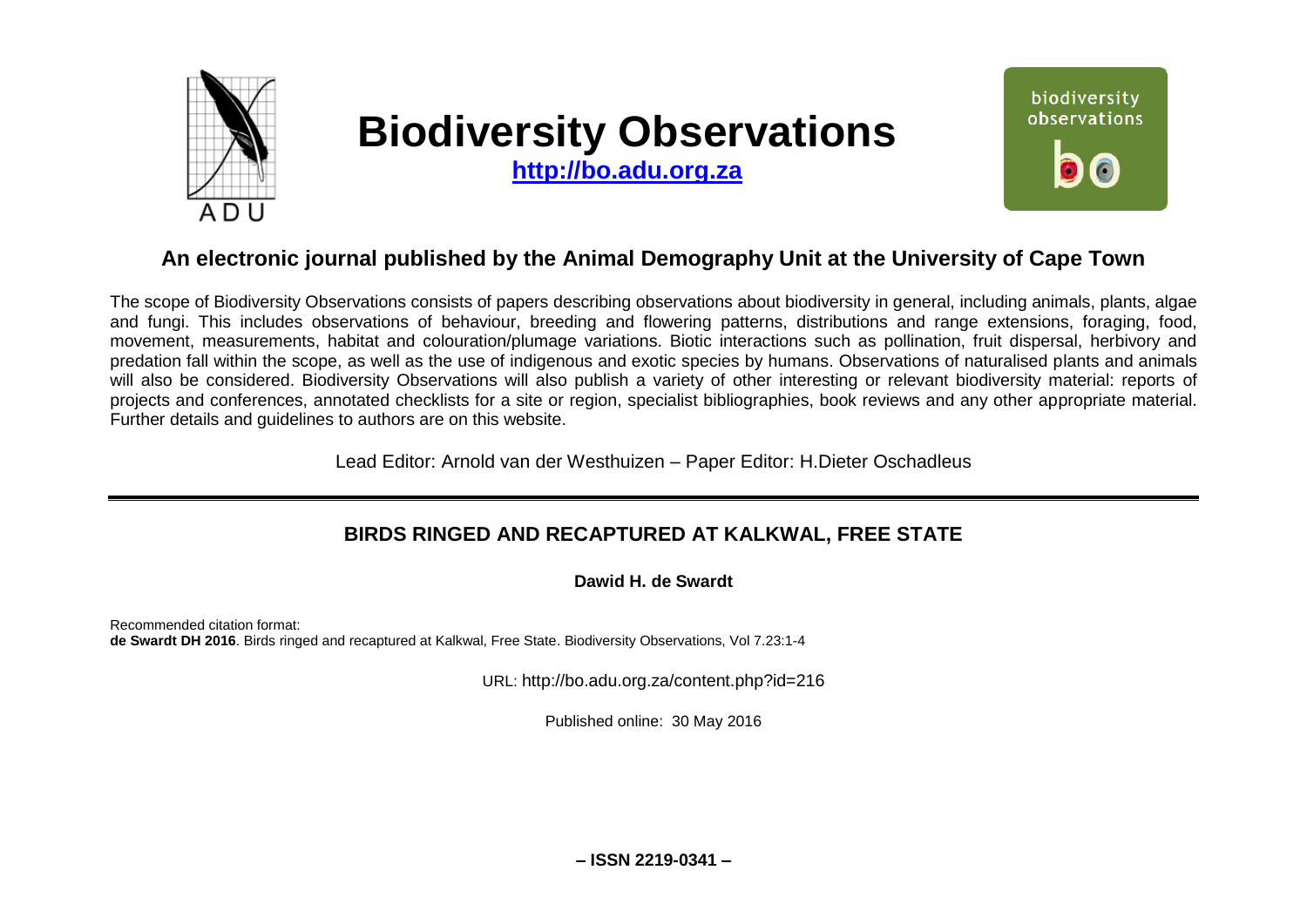# Biodiversity Observations

**http://bo.adu.org.za**

## An electronic journal published by the Animal Demography Unit at the University of Cape Town

The scope of Biodiversity Observations consists of papers describing observations about biodiversity in general, including animals, plants, algae and fungi. This includes observations of behaviour, breeding and flowering patterns, distributions and range extensions, foraging, food, movement, measurements, habitat and colouration/plumage variations. Biotic interactions such as pollination, fruit dispersal, herbivory and predation fall within the scope, as well as the use of indigenous and exotic species by humans. Observations of naturalised plants and animals will also be considered. Biodiversity Observations will also publish a variety of other interesting or relevant biodiversity material: reports of projects and conferences, annotated checklists for a site or region, specialist bibliographies, book reviews and any other appropriate material. Further details and guidelines to authors are on this website.

Lead Editor: Arnold van der Westhuizen – Paper Editor: H.Dieter Oschadleus

---

# BIRDS RINGED AND RECAPTURED AT KALKWAL, FREE STATE

**Dawid H. de Swardt**

Recommended citation format:
**de Swardt DH 2016**. Birds ringed and recaptured at Kalkwal, Free State. Biodiversity Observations, Vol 7.23:1-4

URL: http://bo.adu.org.za/content.php?id=216

Published online: 30 May 2016

**– ISSN 2219-0341 –**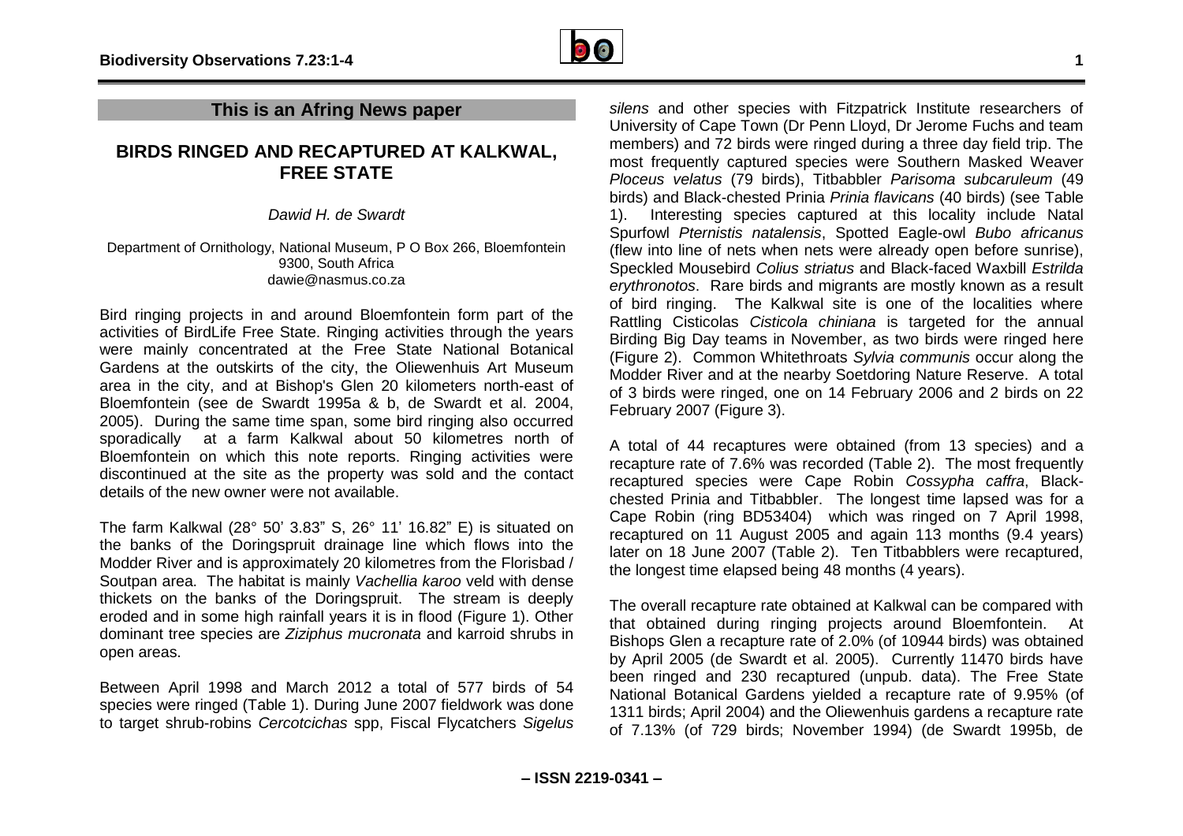**This is an Afring News paper**

## BIRDS RINGED AND RECAPTURED AT KALKWAL, FREE STATE

*Dawid H. de Swardt*

Department of Ornithology, National Museum, P O Box 266, Bloemfontein 9300, South Africa
dawie@nasmus.co.za

Bird ringing projects in and around Bloemfontein form part of the activities of BirdLife Free State. Ringing activities through the years were mainly concentrated at the Free State National Botanical Gardens at the outskirts of the city, the Oliewenhuis Art Museum area in the city, and at Bishop's Glen 20 kilometers north-east of Bloemfontein (see de Swardt 1995a & b, de Swardt et al. 2004, 2005). During the same time span, some bird ringing also occurred sporadically at a farm Kalkwal about 50 kilometres north of Bloemfontein on which this note reports. Ringing activities were discontinued at the site as the property was sold and the contact details of the new owner were not available.

The farm Kalkwal (28° 50' 3.83" S, 26° 11' 16.82" E) is situated on the banks of the Doringspruit drainage line which flows into the Modder River and is approximately 20 kilometres from the Florisbad / Soutpan area. The habitat is mainly *Vachellia karoo* veld with dense thickets on the banks of the Doringspruit. The stream is deeply eroded and in some high rainfall years it is in flood (Figure 1). Other dominant tree species are *Ziziphus mucronata* and karroid shrubs in open areas.

Between April 1998 and March 2012 a total of 577 birds of 54 species were ringed (Table 1). During June 2007 fieldwork was done to target shrub-robins *Cercotcichas* spp, Fiscal Flycatchers *Sigelus silens* and other species with Fitzpatrick Institute researchers of University of Cape Town (Dr Penn Lloyd, Dr Jerome Fuchs and team members) and 72 birds were ringed during a three day field trip. The most frequently captured species were Southern Masked Weaver *Ploceus velatus* (79 birds), Titbabbler *Parisoma subcaruleum* (49 birds) and Black-chested Prinia *Prinia flavicans* (40 birds) (see Table 1). Interesting species captured at this locality include Natal Spurfowl *Pternistis natalensis*, Spotted Eagle-owl *Bubo africanus* (flew into line of nets when nets were already open before sunrise), Speckled Mousebird *Colius striatus* and Black-faced Waxbill *Estrilda erythronotos*. Rare birds and migrants are mostly known as a result of bird ringing. The Kalkwal site is one of the localities where Rattling Cisticolas *Cisticola chiniana* is targeted for the annual Birding Big Day teams in November, as two birds were ringed here (Figure 2). Common Whitethroats *Sylvia communis* occur along the Modder River and at the nearby Soetdoring Nature Reserve. A total of 3 birds were ringed, one on 14 February 2006 and 2 birds on 22 February 2007 (Figure 3).

A total of 44 recaptures were obtained (from 13 species) and a recapture rate of 7.6% was recorded (Table 2). The most frequently recaptured species were Cape Robin *Cossypha caffra*, Black-chested Prinia and Titbabbler. The longest time lapsed was for a Cape Robin (ring BD53404) which was ringed on 7 April 1998, recaptured on 11 August 2005 and again 113 months (9.4 years) later on 18 June 2007 (Table 2). Ten Titbabblers were recaptured, the longest time elapsed being 48 months (4 years).

The overall recapture rate obtained at Kalkwal can be compared with that obtained during ringing projects around Bloemfontein. At Bishops Glen a recapture rate of 2.0% (of 10944 birds) was obtained by April 2005 (de Swardt et al. 2005). Currently 11470 birds have been ringed and 230 recaptured (unpub. data). The Free State National Botanical Gardens yielded a recapture rate of 9.95% (of 1311 birds; April 2004) and the Oliewenhuis gardens a recapture rate of 7.13% (of 729 birds; November 1994) (de Swardt 1995b, de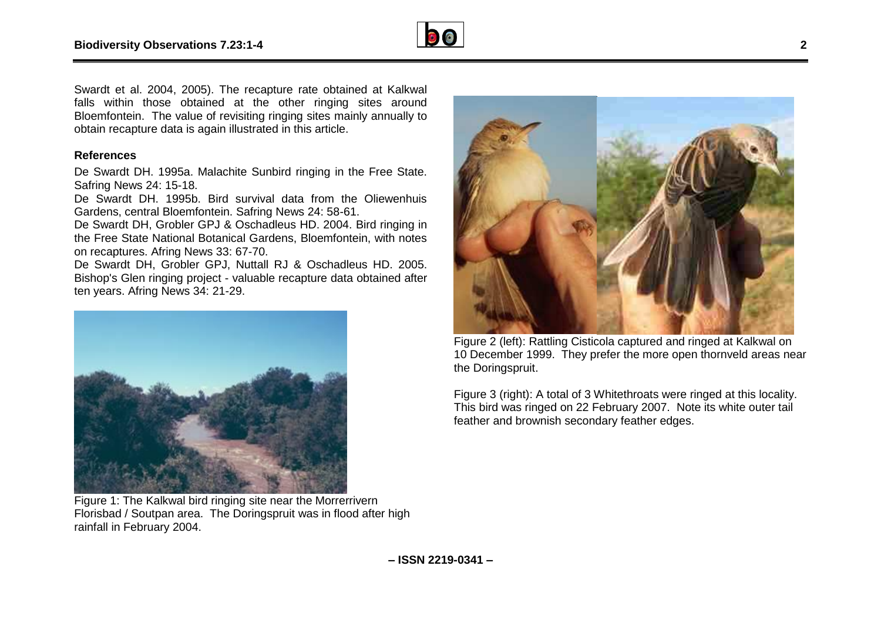Swardt et al. 2004, 2005). The recapture rate obtained at Kalkwal falls within those obtained at the other ringing sites around Bloemfontein. The value of revisiting ringing sites mainly annually to obtain recapture data is again illustrated in this article.

### References

De Swardt DH. 1995a. Malachite Sunbird ringing in the Free State. Safring News 24: 15-18.

De Swardt DH. 1995b. Bird survival data from the Oliewenhuis Gardens, central Bloemfontein. Safring News 24: 58-61.

De Swardt DH, Grobler GPJ & Oschadleus HD. 2004. Bird ringing in the Free State National Botanical Gardens, Bloemfontein, with notes on recaptures. Afring News 33: 67-70.

De Swardt DH, Grobler GPJ, Nuttall RJ & Oschadleus HD. 2005. Bishop's Glen ringing project - valuable recapture data obtained after ten years. Afring News 34: 21-29.

Figure 1: The Kalkwal bird ringing site near the Morrerrivern Florisbad / Soutpan area. The Doringspruit was in flood after high rainfall in February 2004.

Figure 2 (left): Rattling Cisticola captured and ringed at Kalkwal on 10 December 1999. They prefer the more open thornveld areas near the Doringspruit.

Figure 3 (right): A total of 3 Whitethroats were ringed at this locality. This bird was ringed on 22 February 2007. Note its white outer tail feather and brownish secondary feather edges.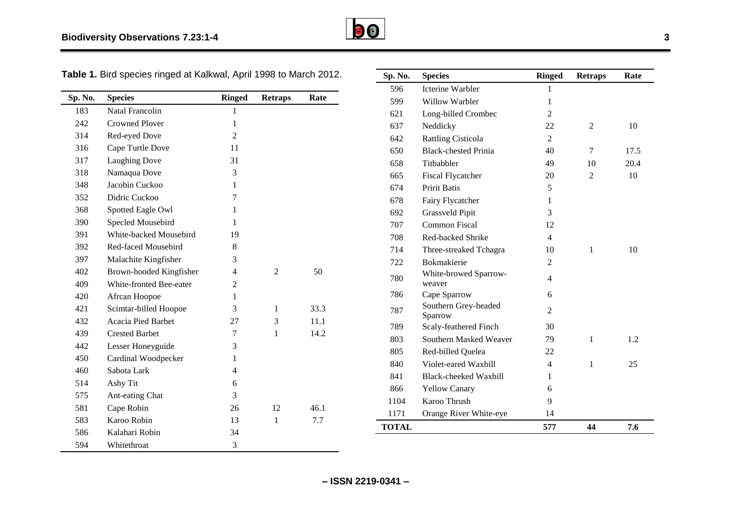**Table 1.** Bird species ringed at Kalkwal, April 1998 to March 2012.

| Sp. No. | Species | Ringed | Retraps | Rate |
|---|---|---|---|---|
| 183 | Natal Francolin | 1 | | |
| 242 | Crowned Plover | 1 | | |
| 314 | Red-eyed Dove | 2 | | |
| 316 | Cape Turtle Dove | 11 | | |
| 317 | Laughing Dove | 31 | | |
| 318 | Namaqua Dove | 3 | | |
| 348 | Jacobin Cuckoo | 1 | | |
| 352 | Didric Cuckoo | 7 | | |
| 368 | Spotted Eagle Owl | 1 | | |
| 390 | Specled Mousebird | 1 | | |
| 391 | White-backed Mousebird | 19 | | |
| 392 | Red-faced Mousebird | 8 | | |
| 397 | Malachite Kingfisher | 3 | | |
| 402 | Brown-hooded Kingfisher | 4 | 2 | 50 |
| 409 | White-fronted Bee-eater | 2 | | |
| 420 | Afrcan Hoopoe | 1 | | |
| 421 | Scimtar-billed Hoopoe | 3 | 1 | 33.3 |
| 432 | Acacia Pied Barbet | 27 | 3 | 11.1 |
| 439 | Crested Barbet | 7 | 1 | 14.2 |
| 442 | Lesser Honeyguide | 3 | | |
| 450 | Cardinal Woodpecker | 1 | | |
| 460 | Sabota Lark | 4 | | |
| 514 | Ashy Tit | 6 | | |
| 575 | Ant-eating Chat | 3 | | |
| 581 | Cape Robin | 26 | 12 | 46.1 |
| 583 | Karoo Robin | 13 | 1 | 7.7 |
| 586 | Kalahari Robin | 34 | | |
| 594 | Whitethroat | 3 | | |
| 596 | Icterine Warbler | 1 | | |
| 599 | Willow Warbler | 1 | | |
| 621 | Long-billed Crombec | 2 | | |
| 637 | Neddicky | 22 | 2 | 10 |
| 642 | Rattling Cisticola | 2 | | |
| 650 | Black-chested Prinia | 40 | 7 | 17.5 |
| 658 | Titbabbler | 49 | 10 | 20.4 |
| 665 | Fiscal Flycatcher | 20 | 2 | 10 |
| 674 | Pririt Batis | 5 | | |
| 678 | Fairy Flycatcher | 1 | | |
| 692 | Grassveld Pipit | 3 | | |
| 707 | Common Fiscal | 12 | | |
| 708 | Red-backed Shrike | 4 | | |
| 714 | Three-streaked Tchagra | 10 | 1 | 10 |
| 722 | Bokmakierie | 2 | | |
| 780 | White-browed Sparrow-weaver | 4 | | |
| 786 | Cape Sparrow | 6 | | |
| 787 | Southern Grey-headed Sparrow | 2 | | |
| 789 | Scaly-feathered Finch | 30 | | |
| 803 | Southern Masked Weaver | 79 | 1 | 1.2 |
| 805 | Red-billed Quelea | 22 | | |
| 840 | Violet-eared Waxbill | 4 | 1 | 25 |
| 841 | Black-cheeked Waxbill | 1 | | |
| 866 | Yellow Canary | 6 | | |
| 1104 | Karoo Thrush | 9 | | |
| 1171 | Orange River White-eye | 14 | | |
| **TOTAL** | | **577** | **44** | **7.6** |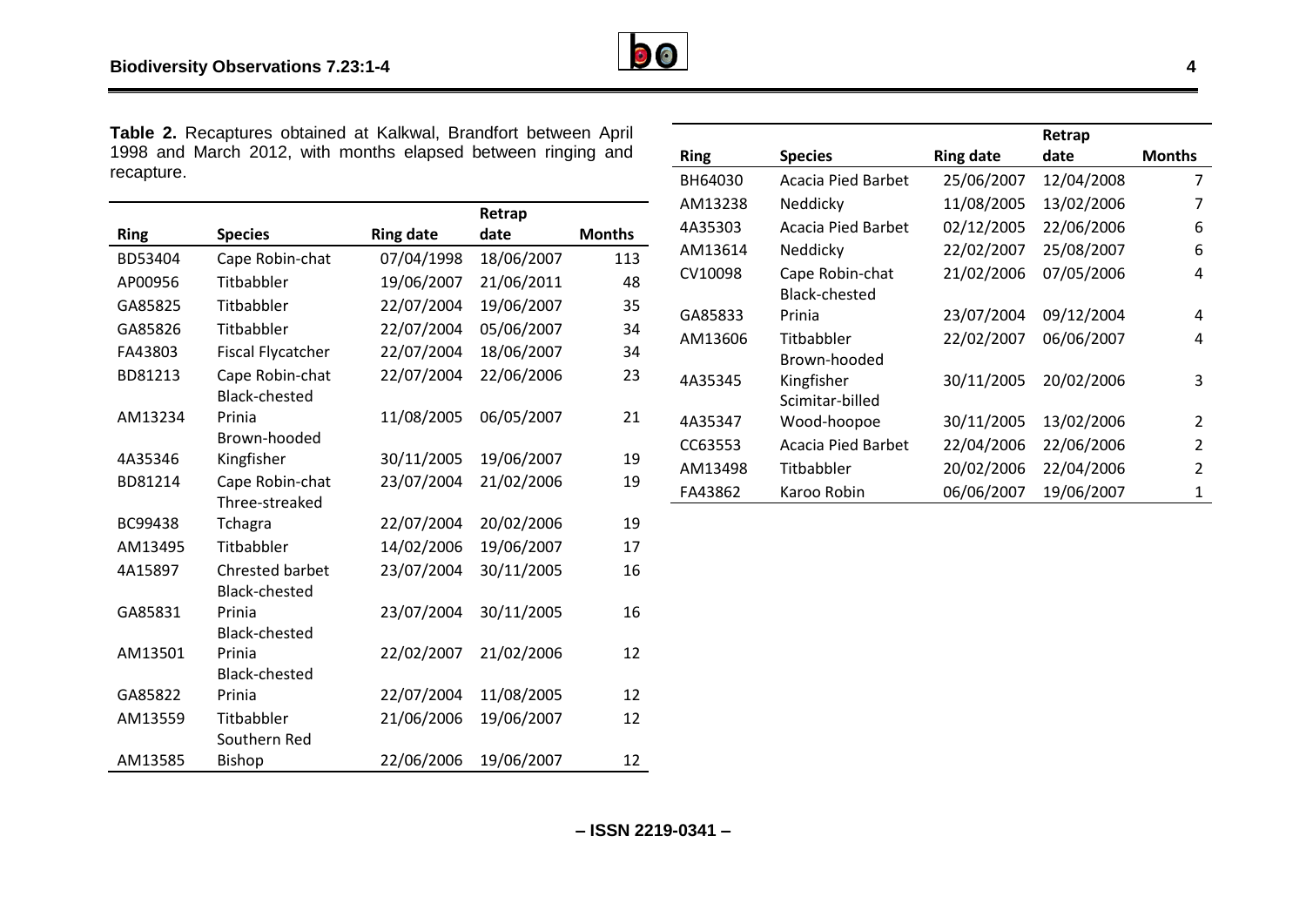**Table 2.** Recaptures obtained at Kalkwal, Brandfort between April 1998 and March 2012, with months elapsed between ringing and recapture.

| Ring | Species | Ring date | Retrap date | Months |
|---|---|---|---|---|
| BD53404 | Cape Robin-chat | 07/04/1998 | 18/06/2007 | 113 |
| AP00956 | Titbabbler | 19/06/2007 | 21/06/2011 | 48 |
| GA85825 | Titbabbler | 22/07/2004 | 19/06/2007 | 35 |
| GA85826 | Titbabbler | 22/07/2004 | 05/06/2007 | 34 |
| FA43803 | Fiscal Flycatcher | 22/07/2004 | 18/06/2007 | 34 |
| BD81213 | Cape Robin-chat | 22/07/2004 | 22/06/2006 | 23 |
| AM13234 | Black-chested Prinia | 11/08/2005 | 06/05/2007 | 21 |
| 4A35346 | Brown-hooded Kingfisher | 30/11/2005 | 19/06/2007 | 19 |
| BD81214 | Cape Robin-chat | 23/07/2004 | 21/02/2006 | 19 |
| BC99438 | Three-streaked Tchagra | 22/07/2004 | 20/02/2006 | 19 |
| AM13495 | Titbabbler | 14/02/2006 | 19/06/2007 | 17 |
| 4A15897 | Chrested barbet | 23/07/2004 | 30/11/2005 | 16 |
| GA85831 | Black-chested Prinia | 23/07/2004 | 30/11/2005 | 16 |
| AM13501 | Black-chested Prinia | 22/02/2007 | 21/02/2006 | 12 |
| GA85822 | Black-chested Prinia | 22/07/2004 | 11/08/2005 | 12 |
| AM13559 | Titbabbler | 21/06/2006 | 19/06/2007 | 12 |
| AM13585 | Southern Red Bishop | 22/06/2006 | 19/06/2007 | 12 |
| BH64030 | Acacia Pied Barbet | 25/06/2007 | 12/04/2008 | 7 |
| AM13238 | Neddicky | 11/08/2005 | 13/02/2006 | 7 |
| 4A35303 | Acacia Pied Barbet | 02/12/2005 | 22/06/2006 | 6 |
| AM13614 | Neddicky | 22/02/2007 | 25/08/2007 | 6 |
| CV10098 | Cape Robin-chat | 21/02/2006 | 07/05/2006 | 4 |
| GA85833 | Black-chested Prinia | 23/07/2004 | 09/12/2004 | 4 |
| AM13606 | Titbabbler | 22/02/2007 | 06/06/2007 | 4 |
| 4A35345 | Brown-hooded Kingfisher | 30/11/2005 | 20/02/2006 | 3 |
| 4A35347 | Scimitar-billed Wood-hoopoe | 30/11/2005 | 13/02/2006 | 2 |
| CC63553 | Acacia Pied Barbet | 22/04/2006 | 22/06/2006 | 2 |
| AM13498 | Titbabbler | 20/02/2006 | 22/04/2006 | 2 |
| FA43862 | Karoo Robin | 06/06/2007 | 19/06/2007 | 1 |

– ISSN 2219-0341 –